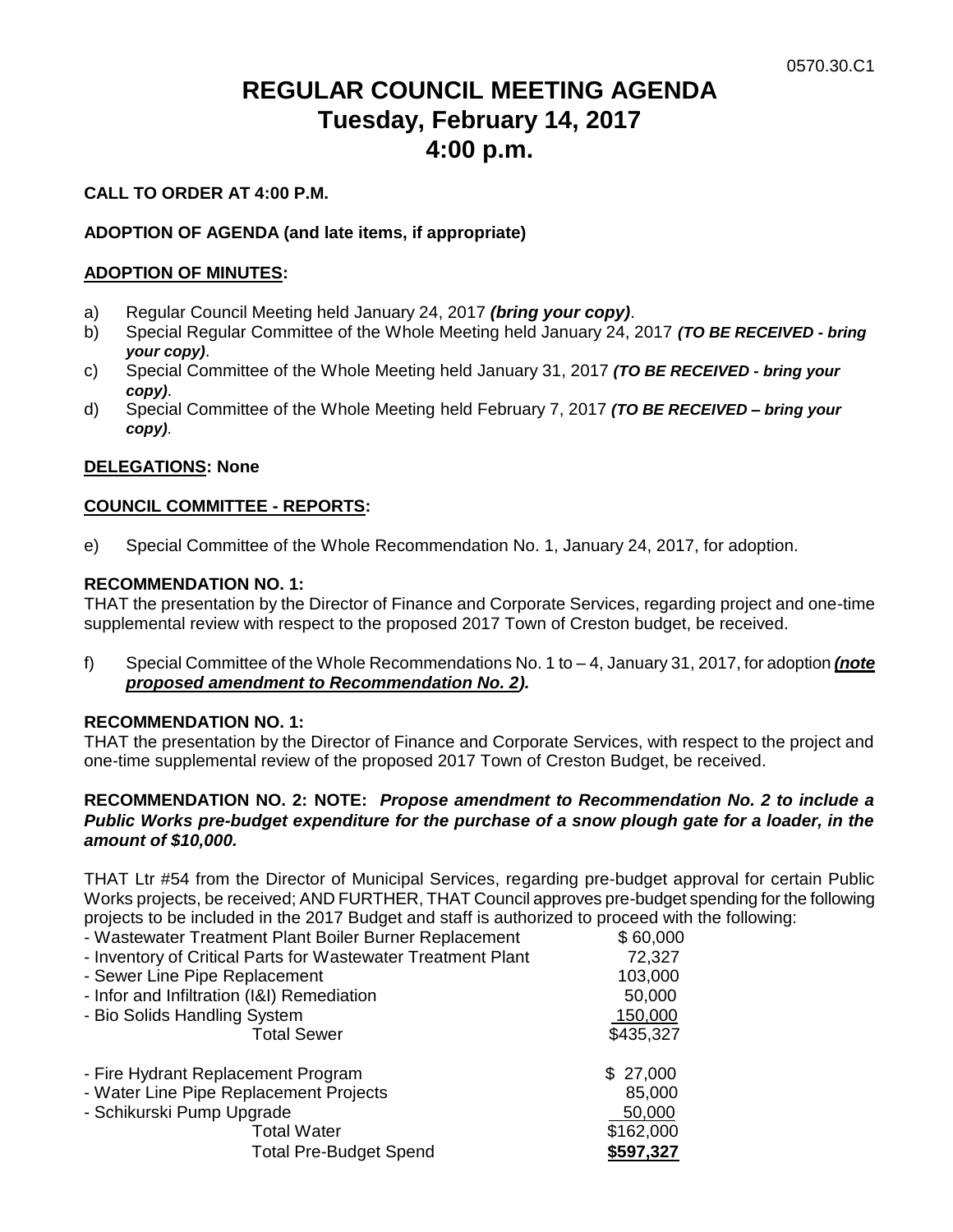0570.30.C1

# REGULAR COUNCIL MEETING AGENDA
# Tuesday, February 14, 2017
# 4:00 p.m.

**CALL TO ORDER AT 4:00 P.M.**

**ADOPTION OF AGENDA (and late items, if appropriate)**

**ADOPTION OF MINUTES:**

a) Regular Council Meeting held January 24, 2017 ***(bring your copy)***.

b) Special Regular Committee of the Whole Meeting held January 24, 2017 ***(TO BE RECEIVED - bring your copy)***.

c) Special Committee of the Whole Meeting held January 31, 2017 ***(TO BE RECEIVED - bring your copy)***.

d) Special Committee of the Whole Meeting held February 7, 2017 ***(TO BE RECEIVED – bring your copy)***.

**DELEGATIONS: None**

**COUNCIL COMMITTEE - REPORTS:**

e) Special Committee of the Whole Recommendation No. 1, January 24, 2017, for adoption.

**RECOMMENDATION NO. 1:**
THAT the presentation by the Director of Finance and Corporate Services, regarding project and one-time supplemental review with respect to the proposed 2017 Town of Creston budget, be received.

f) Special Committee of the Whole Recommendations No. 1 to – 4, January 31, 2017, for adoption ***(note proposed amendment to Recommendation No. 2).***

**RECOMMENDATION NO. 1:**
THAT the presentation by the Director of Finance and Corporate Services, with respect to the project and one-time supplemental review of the proposed 2017 Town of Creston Budget, be received.

**RECOMMENDATION NO. 2: NOTE:** ***Propose amendment to Recommendation No. 2 to include a Public Works pre-budget expenditure for the purchase of a snow plough gate for a loader, in the amount of $10,000.***

THAT Ltr #54 from the Director of Municipal Services, regarding pre-budget approval for certain Public Works projects, be received; AND FURTHER, THAT Council approves pre-budget spending for the following projects to be included in the 2017 Budget and staff is authorized to proceed with the following:

| | |
|---|---|
| - Wastewater Treatment Plant Boiler Burner Replacement | $ 60,000 |
| - Inventory of Critical Parts for Wastewater Treatment Plant | 72,327 |
| - Sewer Line Pipe Replacement | 103,000 |
| - Infor and Infiltration (I&I) Remediation | 50,000 |
| - Bio Solids Handling System | 150,000 |
| Total Sewer | $435,327 |
| | |
| - Fire Hydrant Replacement Program | $ 27,000 |
| - Water Line Pipe Replacement Projects | 85,000 |
| - Schikurski Pump Upgrade | 50,000 |
| Total Water | $162,000 |
| Total Pre-Budget Spend | **$597,327** |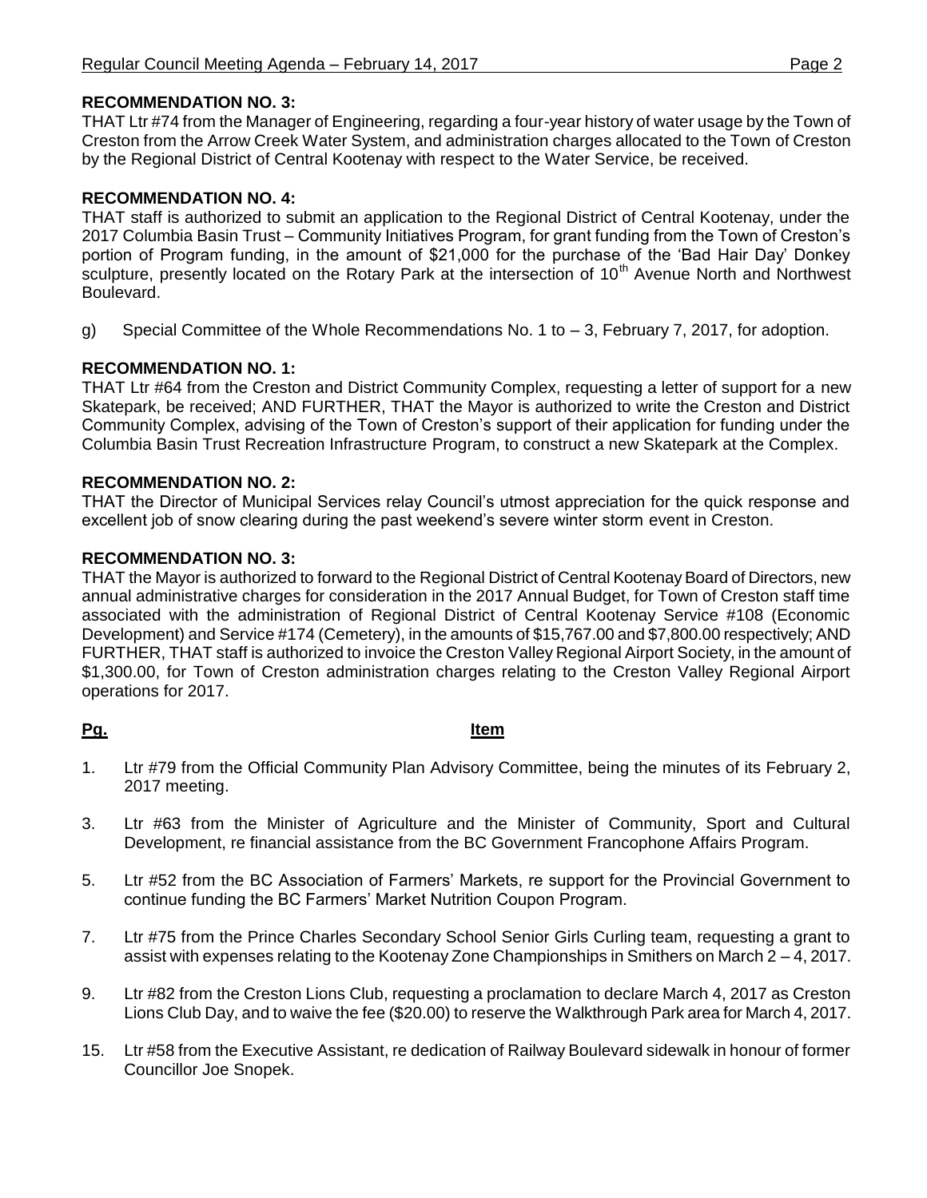**RECOMMENDATION NO. 3:**
THAT Ltr #74 from the Manager of Engineering, regarding a four-year history of water usage by the Town of Creston from the Arrow Creek Water System, and administration charges allocated to the Town of Creston by the Regional District of Central Kootenay with respect to the Water Service, be received.

**RECOMMENDATION NO. 4:**
THAT staff is authorized to submit an application to the Regional District of Central Kootenay, under the 2017 Columbia Basin Trust – Community Initiatives Program, for grant funding from the Town of Creston's portion of Program funding, in the amount of $21,000 for the purchase of the 'Bad Hair Day' Donkey sculpture, presently located on the Rotary Park at the intersection of 10th Avenue North and Northwest Boulevard.

g) Special Committee of the Whole Recommendations No. 1 to – 3, February 7, 2017, for adoption.

**RECOMMENDATION NO. 1:**
THAT Ltr #64 from the Creston and District Community Complex, requesting a letter of support for a new Skatepark, be received; AND FURTHER, THAT the Mayor is authorized to write the Creston and District Community Complex, advising of the Town of Creston's support of their application for funding under the Columbia Basin Trust Recreation Infrastructure Program, to construct a new Skatepark at the Complex.

**RECOMMENDATION NO. 2:**
THAT the Director of Municipal Services relay Council's utmost appreciation for the quick response and excellent job of snow clearing during the past weekend's severe winter storm event in Creston.

**RECOMMENDATION NO. 3:**
THAT the Mayor is authorized to forward to the Regional District of Central Kootenay Board of Directors, new annual administrative charges for consideration in the 2017 Annual Budget, for Town of Creston staff time associated with the administration of Regional District of Central Kootenay Service #108 (Economic Development) and Service #174 (Cemetery), in the amounts of $15,767.00 and $7,800.00 respectively; AND FURTHER, THAT staff is authorized to invoice the Creston Valley Regional Airport Society, in the amount of $1,300.00, for Town of Creston administration charges relating to the Creston Valley Regional Airport operations for 2017.

| Pg. | Item |
| --- | --- |
| 1. | Ltr #79 from the Official Community Plan Advisory Committee, being the minutes of its February 2, 2017 meeting. |
| 3. | Ltr #63 from the Minister of Agriculture and the Minister of Community, Sport and Cultural Development, re financial assistance from the BC Government Francophone Affairs Program. |
| 5. | Ltr #52 from the BC Association of Farmers' Markets, re support for the Provincial Government to continue funding the BC Farmers' Market Nutrition Coupon Program. |
| 7. | Ltr #75 from the Prince Charles Secondary School Senior Girls Curling team, requesting a grant to assist with expenses relating to the Kootenay Zone Championships in Smithers on March 2 – 4, 2017. |
| 9. | Ltr #82 from the Creston Lions Club, requesting a proclamation to declare March 4, 2017 as Creston Lions Club Day, and to waive the fee ($20.00) to reserve the Walkthrough Park area for March 4, 2017. |
| 15. | Ltr #58 from the Executive Assistant, re dedication of Railway Boulevard sidewalk in honour of former Councillor Joe Snopek. |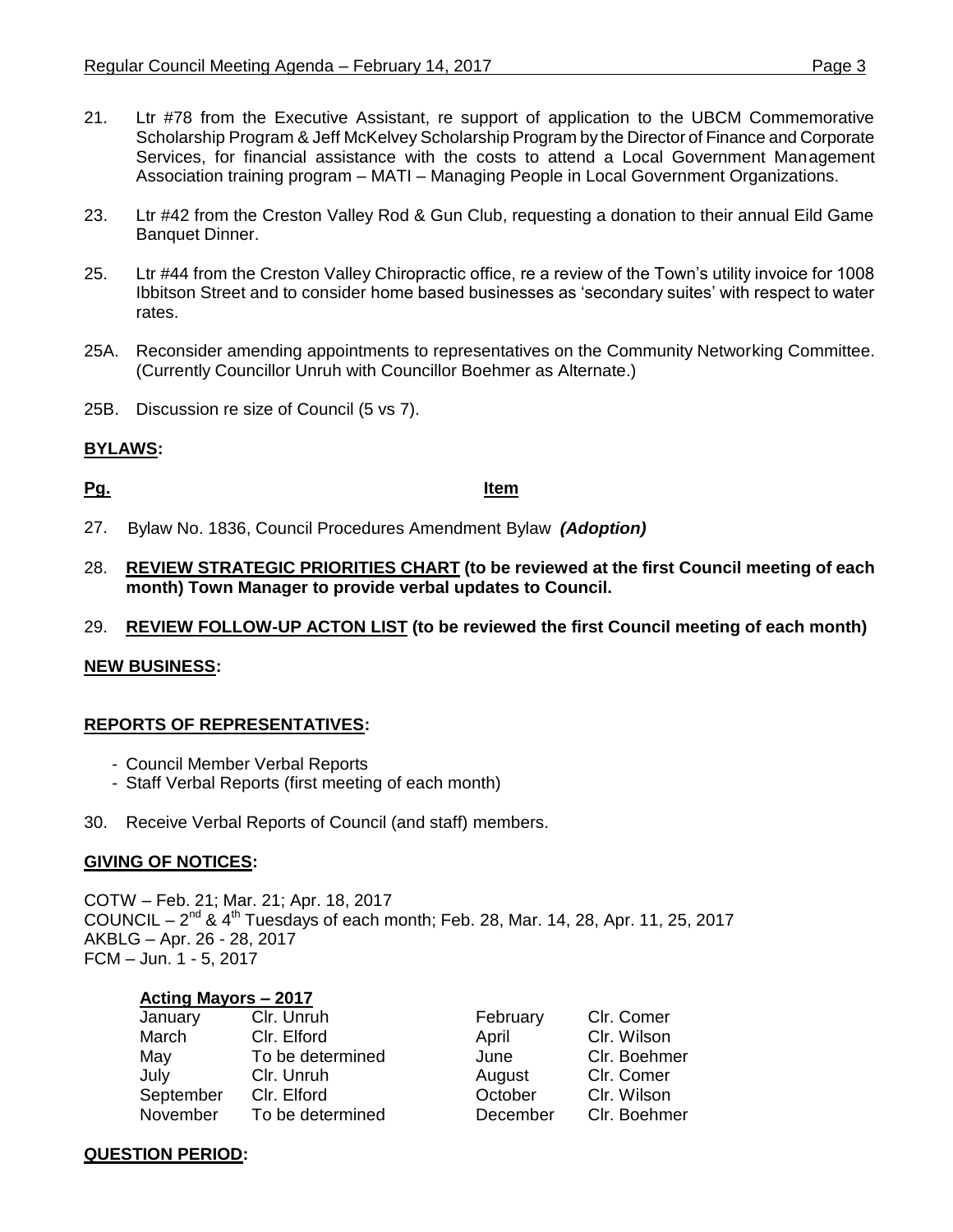21. Ltr #78 from the Executive Assistant, re support of application to the UBCM Commemorative Scholarship Program & Jeff McKelvey Scholarship Program by the Director of Finance and Corporate Services, for financial assistance with the costs to attend a Local Government Management Association training program – MATI – Managing People in Local Government Organizations.

23. Ltr #42 from the Creston Valley Rod & Gun Club, requesting a donation to their annual Eild Game Banquet Dinner.

25. Ltr #44 from the Creston Valley Chiropractic office, re a review of the Town's utility invoice for 1008 Ibbitson Street and to consider home based businesses as 'secondary suites' with respect to water rates.

25A. Reconsider amending appointments to representatives on the Community Networking Committee. (Currently Councillor Unruh with Councillor Boehmer as Alternate.)

25B. Discussion re size of Council (5 vs 7).

## BYLAWS:

**Pg.** **Item**

27. Bylaw No. 1836, Council Procedures Amendment Bylaw ***(Adoption)***

28. **REVIEW STRATEGIC PRIORITIES CHART (to be reviewed at the first Council meeting of each month) Town Manager to provide verbal updates to Council.**

29. **REVIEW FOLLOW-UP ACTON LIST (to be reviewed the first Council meeting of each month)**

## NEW BUSINESS:

## REPORTS OF REPRESENTATIVES:

- Council Member Verbal Reports
- Staff Verbal Reports (first meeting of each month)

30. Receive Verbal Reports of Council (and staff) members.

## GIVING OF NOTICES:

COTW – Feb. 21; Mar. 21; Apr. 18, 2017
COUNCIL – 2nd & 4th Tuesdays of each month; Feb. 28, Mar. 14, 28, Apr. 11, 25, 2017
AKBLG – Apr. 26 - 28, 2017
FCM – Jun. 1 - 5, 2017

**Acting Mayors – 2017**

| | | | |
|---|---|---|---|
| January | Clr. Unruh | February | Clr. Comer |
| March | Clr. Elford | April | Clr. Wilson |
| May | To be determined | June | Clr. Boehmer |
| July | Clr. Unruh | August | Clr. Comer |
| September | Clr. Elford | October | Clr. Wilson |
| November | To be determined | December | Clr. Boehmer |

## QUESTION PERIOD: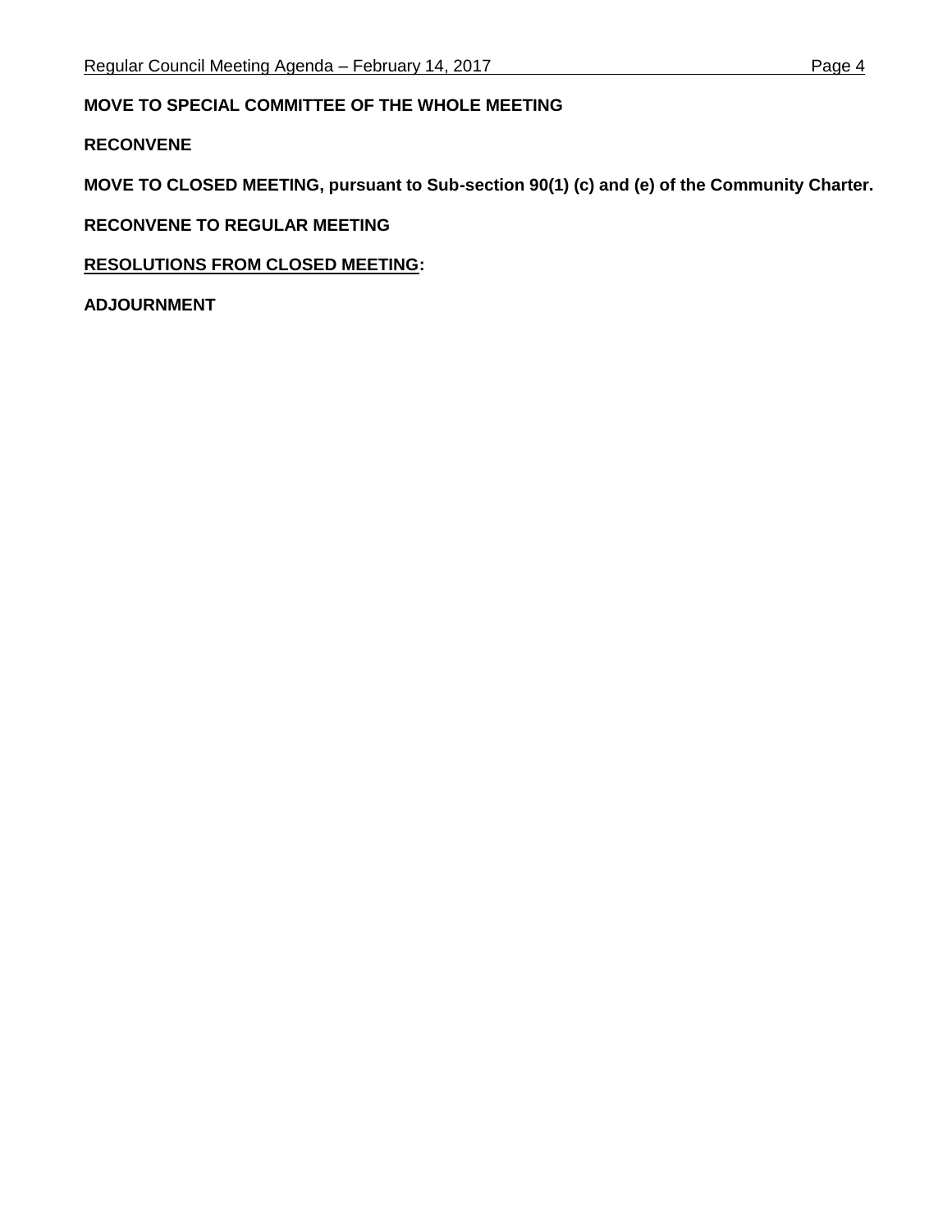**MOVE TO SPECIAL COMMITTEE OF THE WHOLE MEETING**

**RECONVENE**

**MOVE TO CLOSED MEETING, pursuant to Sub-section 90(1) (c) and (e) of the Community Charter.**

**RECONVENE TO REGULAR MEETING**

**RESOLUTIONS FROM CLOSED MEETING:**

**ADJOURNMENT**